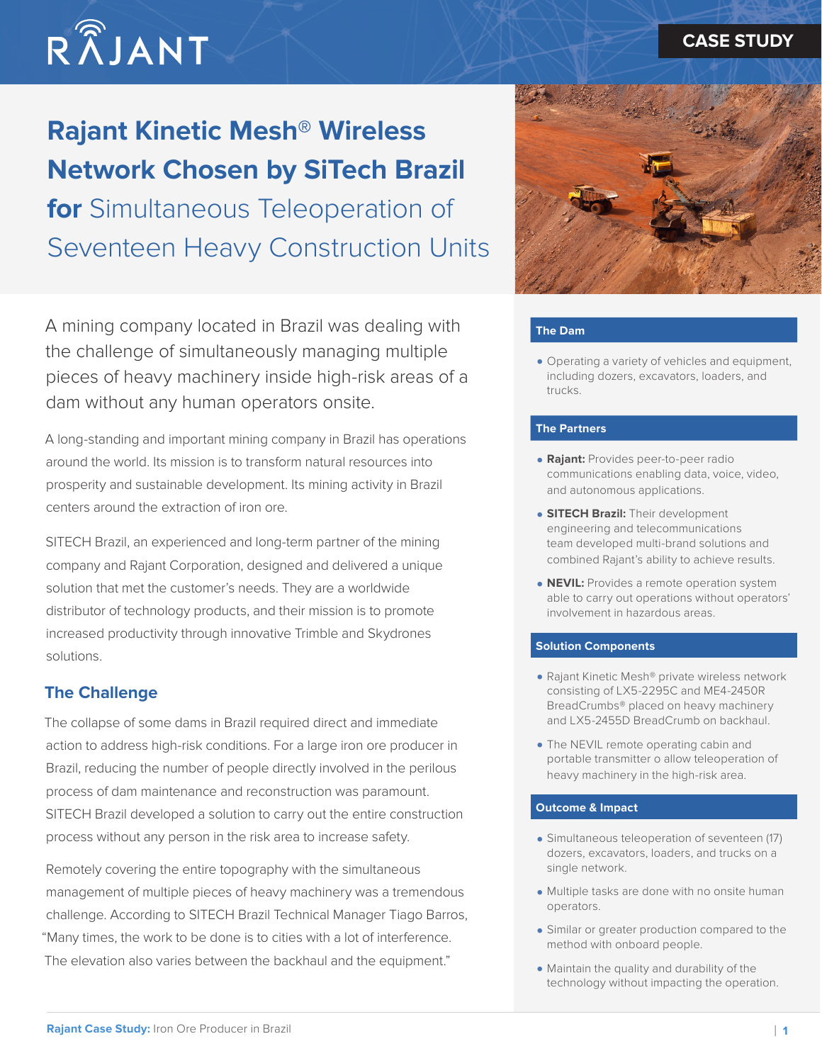CASE STUDY

# Rajant Kinetic Mesh® Wireless Network Chosen by SiTech Brazil for Simultaneous Teleoperation of Seventeen Heavy Construction Units

A mining company located in Brazil was dealing with the challenge of simultaneously managing multiple pieces of heavy machinery inside high-risk areas of a dam without any human operators onsite.

A long-standing and important mining company in Brazil has operations around the world. Its mission is to transform natural resources into prosperity and sustainable development. Its mining activity in Brazil centers around the extraction of iron ore.

SITECH Brazil, an experienced and long-term partner of the mining company and Rajant Corporation, designed and delivered a unique solution that met the customer's needs. They are a worldwide distributor of technology products, and their mission is to promote increased productivity through innovative Trimble and Skydrones solutions.

## The Challenge

The collapse of some dams in Brazil required direct and immediate action to address high-risk conditions. For a large iron ore producer in Brazil, reducing the number of people directly involved in the perilous process of dam maintenance and reconstruction was paramount. SITECH Brazil developed a solution to carry out the entire construction process without any person in the risk area to increase safety.

Remotely covering the entire topography with the simultaneous management of multiple pieces of heavy machinery was a tremendous challenge. According to SITECH Brazil Technical Manager Tiago Barros, "Many times, the work to be done is to cities with a lot of interference. The elevation also varies between the backhaul and the equipment."

### The Dam

- Operating a variety of vehicles and equipment, including dozers, excavators, loaders, and trucks.

### The Partners

- **Rajant:** Provides peer-to-peer radio communications enabling data, voice, video, and autonomous applications.
- **SITECH Brazil:** Their development engineering and telecommunications team developed multi-brand solutions and combined Rajant's ability to achieve results.
- **NEVIL:** Provides a remote operation system able to carry out operations without operators' involvement in hazardous areas.

### Solution Components

- Rajant Kinetic Mesh® private wireless network consisting of LX5-2295C and ME4-2450R BreadCrumbs® placed on heavy machinery and LX5-2455D BreadCrumb on backhaul.
- The NEVIL remote operating cabin and portable transmitter o allow teleoperation of heavy machinery in the high-risk area.

### Outcome & Impact

- Simultaneous teleoperation of seventeen (17) dozers, excavators, loaders, and trucks on a single network.
- Multiple tasks are done with no onsite human operators.
- Similar or greater production compared to the method with onboard people.
- Maintain the quality and durability of the technology without impacting the operation.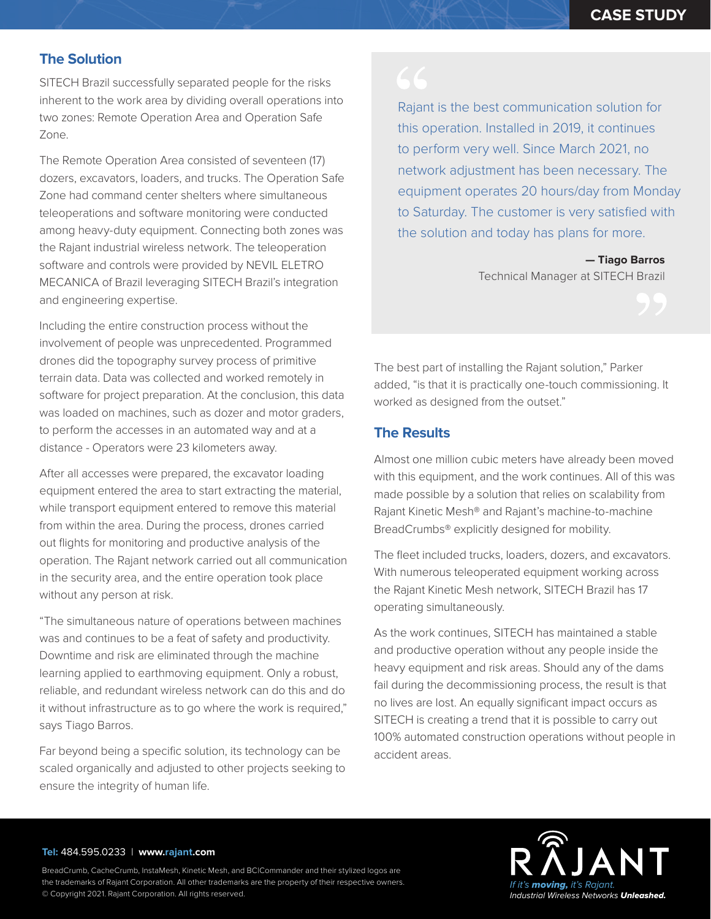## The Solution

SITECH Brazil successfully separated people for the risks inherent to the work area by dividing overall operations into two zones: Remote Operation Area and Operation Safe Zone.

The Remote Operation Area consisted of seventeen (17) dozers, excavators, loaders, and trucks. The Operation Safe Zone had command center shelters where simultaneous teleoperations and software monitoring were conducted among heavy-duty equipment. Connecting both zones was the Rajant industrial wireless network. The teleoperation software and controls were provided by NEVIL ELETRO MECANICA of Brazil leveraging SITECH Brazil's integration and engineering expertise.

Including the entire construction process without the involvement of people was unprecedented. Programmed drones did the topography survey process of primitive terrain data. Data was collected and worked remotely in software for project preparation. At the conclusion, this data was loaded on machines, such as dozer and motor graders, to perform the accesses in an automated way and at a distance - Operators were 23 kilometers away.

After all accesses were prepared, the excavator loading equipment entered the area to start extracting the material, while transport equipment entered to remove this material from within the area. During the process, drones carried out flights for monitoring and productive analysis of the operation. The Rajant network carried out all communication in the security area, and the entire operation took place without any person at risk.

"The simultaneous nature of operations between machines was and continues to be a feat of safety and productivity. Downtime and risk are eliminated through the machine learning applied to earthmoving equipment. Only a robust, reliable, and redundant wireless network can do this and do it without infrastructure as to go where the work is required," says Tiago Barros.

Far beyond being a specific solution, its technology can be scaled organically and adjusted to other projects seeking to ensure the integrity of human life.

> Rajant is the best communication solution for this operation. Installed in 2019, it continues to perform very well. Since March 2021, no network adjustment has been necessary. The equipment operates 20 hours/day from Monday to Saturday. The customer is very satisfied with the solution and today has plans for more.
>
> **— Tiago Barros**
> Technical Manager at SITECH Brazil

The best part of installing the Rajant solution," Parker added, "is that it is practically one-touch commissioning. It worked as designed from the outset."

## The Results

Almost one million cubic meters have already been moved with this equipment, and the work continues. All of this was made possible by a solution that relies on scalability from Rajant Kinetic Mesh® and Rajant's machine-to-machine BreadCrumbs® explicitly designed for mobility.

The fleet included trucks, loaders, dozers, and excavators. With numerous teleoperated equipment working across the Rajant Kinetic Mesh network, SITECH Brazil has 17 operating simultaneously.

As the work continues, SITECH has maintained a stable and productive operation without any people inside the heavy equipment and risk areas. Should any of the dams fail during the decommissioning process, the result is that no lives are lost. An equally significant impact occurs as SITECH is creating a trend that it is possible to carry out 100% automated construction operations without people in accident areas.

**Tel:** 484.595.0233 | **www.rajant.com**

BreadCrumb, CacheCrumb, InstaMesh, Kinetic Mesh, and BC|Commander and their stylized logos are the trademarks of Rajant Corporation. All other trademarks are the property of their respective owners. © Copyright 2021. Rajant Corporation. All rights reserved.

RAJANT

*If it's **moving,** it's Rajant.*
*Industrial Wireless Networks **Unleashed.***